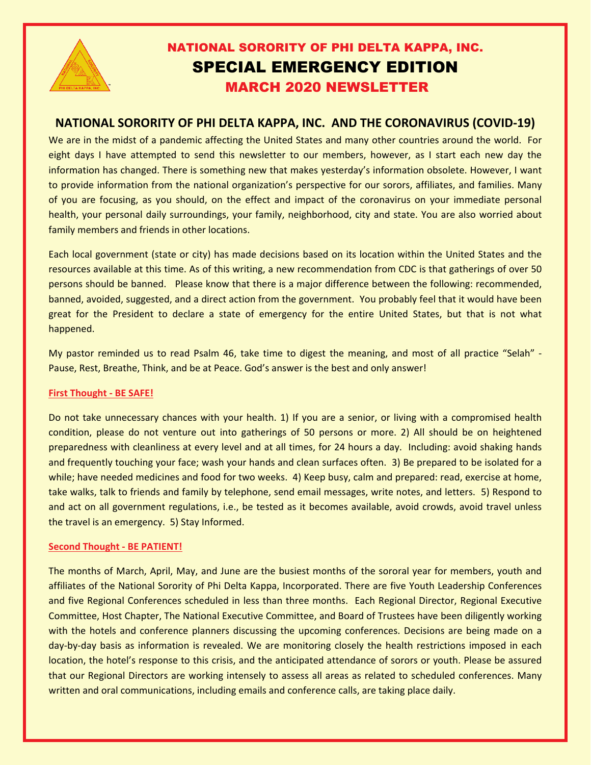# NATIONAL SORORITY OF PHI DELTA KAPPA, INC.

# SPECIAL EMERGENCY EDITION

# MARCH 2020 NEWSLETTER

## NATIONAL SORORITY OF PHI DELTA KAPPA, INC. AND THE CORONAVIRUS (COVID-19)

We are in the midst of a pandemic affecting the United States and many other countries around the world. For eight days I have attempted to send this newsletter to our members, however, as I start each new day the information has changed. There is something new that makes yesterday's information obsolete. However, I want to provide information from the national organization's perspective for our sorors, affiliates, and families. Many of you are focusing, as you should, on the effect and impact of the coronavirus on your immediate personal health, your personal daily surroundings, your family, neighborhood, city and state. You are also worried about family members and friends in other locations.

Each local government (state or city) has made decisions based on its location within the United States and the resources available at this time. As of this writing, a new recommendation from CDC is that gatherings of over 50 persons should be banned. Please know that there is a major difference between the following: recommended, banned, avoided, suggested, and a direct action from the government. You probably feel that it would have been great for the President to declare a state of emergency for the entire United States, but that is not what happened.

My pastor reminded us to read Psalm 46, take time to digest the meaning, and most of all practice "Selah" - Pause, Rest, Breathe, Think, and be at Peace. God's answer is the best and only answer!

**First Thought - BE SAFE!**

Do not take unnecessary chances with your health. 1) If you are a senior, or living with a compromised health condition, please do not venture out into gatherings of 50 persons or more. 2) All should be on heightened preparedness with cleanliness at every level and at all times, for 24 hours a day. Including: avoid shaking hands and frequently touching your face; wash your hands and clean surfaces often. 3) Be prepared to be isolated for a while; have needed medicines and food for two weeks. 4) Keep busy, calm and prepared: read, exercise at home, take walks, talk to friends and family by telephone, send email messages, write notes, and letters. 5) Respond to and act on all government regulations, i.e., be tested as it becomes available, avoid crowds, avoid travel unless the travel is an emergency. 5) Stay Informed.

**Second Thought - BE PATIENT!**

The months of March, April, May, and June are the busiest months of the sororal year for members, youth and affiliates of the National Sorority of Phi Delta Kappa, Incorporated. There are five Youth Leadership Conferences and five Regional Conferences scheduled in less than three months. Each Regional Director, Regional Executive Committee, Host Chapter, The National Executive Committee, and Board of Trustees have been diligently working with the hotels and conference planners discussing the upcoming conferences. Decisions are being made on a day-by-day basis as information is revealed. We are monitoring closely the health restrictions imposed in each location, the hotel's response to this crisis, and the anticipated attendance of sorors or youth. Please be assured that our Regional Directors are working intensely to assess all areas as related to scheduled conferences. Many written and oral communications, including emails and conference calls, are taking place daily.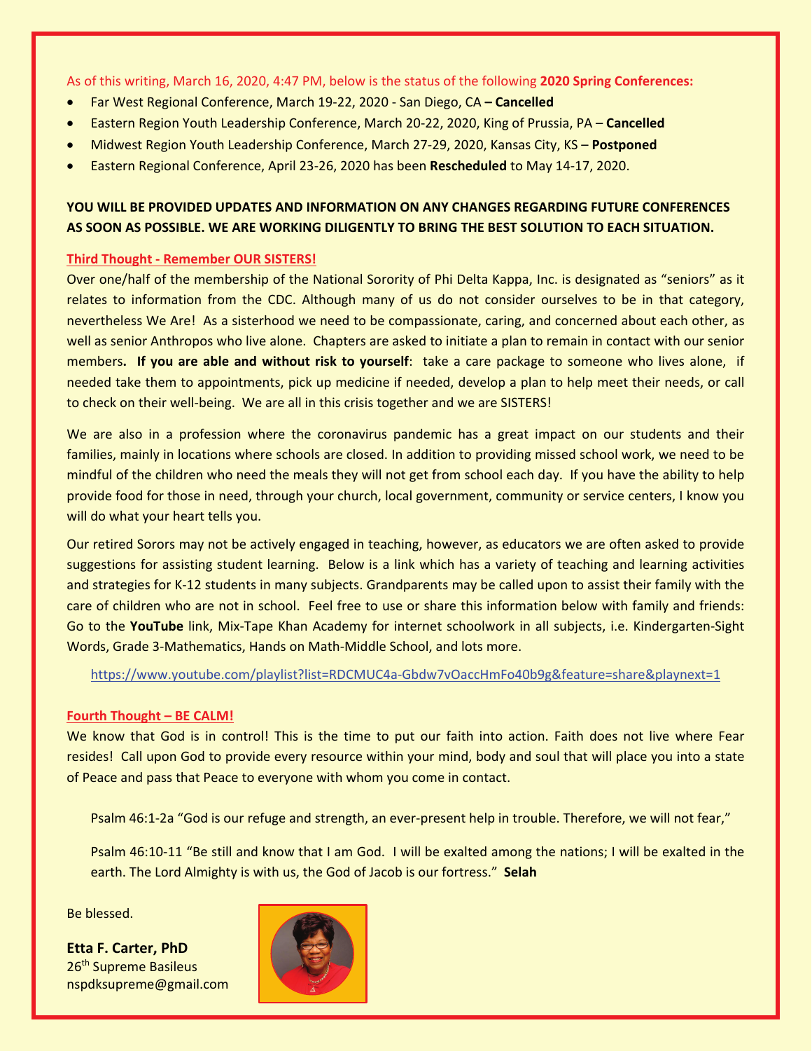As of this writing, March 16, 2020, 4:47 PM, below is the status of the following **2020 Spring Conferences:**

- Far West Regional Conference, March 19-22, 2020 - San Diego, CA **– Cancelled**
- Eastern Region Youth Leadership Conference, March 20-22, 2020, King of Prussia, PA – **Cancelled**
- Midwest Region Youth Leadership Conference, March 27-29, 2020, Kansas City, KS – **Postponed**
- Eastern Regional Conference, April 23-26, 2020 has been **Rescheduled** to May 14-17, 2020.

**YOU WILL BE PROVIDED UPDATES AND INFORMATION ON ANY CHANGES REGARDING FUTURE CONFERENCES AS SOON AS POSSIBLE. WE ARE WORKING DILIGENTLY TO BRING THE BEST SOLUTION TO EACH SITUATION.**

**Third Thought - Remember OUR SISTERS!**

Over one/half of the membership of the National Sorority of Phi Delta Kappa, Inc. is designated as "seniors" as it relates to information from the CDC. Although many of us do not consider ourselves to be in that category, nevertheless We Are! As a sisterhood we need to be compassionate, caring, and concerned about each other, as well as senior Anthropos who live alone. Chapters are asked to initiate a plan to remain in contact with our senior members**. If you are able and without risk to yourself**: take a care package to someone who lives alone, if needed take them to appointments, pick up medicine if needed, develop a plan to help meet their needs, or call to check on their well-being. We are all in this crisis together and we are SISTERS!

We are also in a profession where the coronavirus pandemic has a great impact on our students and their families, mainly in locations where schools are closed. In addition to providing missed school work, we need to be mindful of the children who need the meals they will not get from school each day. If you have the ability to help provide food for those in need, through your church, local government, community or service centers, I know you will do what your heart tells you.

Our retired Sorors may not be actively engaged in teaching, however, as educators we are often asked to provide suggestions for assisting student learning. Below is a link which has a variety of teaching and learning activities and strategies for K-12 students in many subjects. Grandparents may be called upon to assist their family with the care of children who are not in school. Feel free to use or share this information below with family and friends: Go to the **YouTube** link, Mix-Tape Khan Academy for internet schoolwork in all subjects, i.e. Kindergarten-Sight Words, Grade 3-Mathematics, Hands on Math-Middle School, and lots more.

https://www.youtube.com/playlist?list=RDCMUC4a-Gbdw7vOaccHmFo40b9g&feature=share&playnext=1

**Fourth Thought – BE CALM!**

We know that God is in control! This is the time to put our faith into action. Faith does not live where Fear resides! Call upon God to provide every resource within your mind, body and soul that will place you into a state of Peace and pass that Peace to everyone with whom you come in contact.

> Psalm 46:1-2a "God is our refuge and strength, an ever-present help in trouble. Therefore, we will not fear,"
>
> Psalm 46:10-11 "Be still and know that I am God. I will be exalted among the nations; I will be exalted in the earth. The Lord Almighty is with us, the God of Jacob is our fortress." **Selah**

Be blessed.

**Etta F. Carter, PhD**
26th Supreme Basileus
nspdksupreme@gmail.com